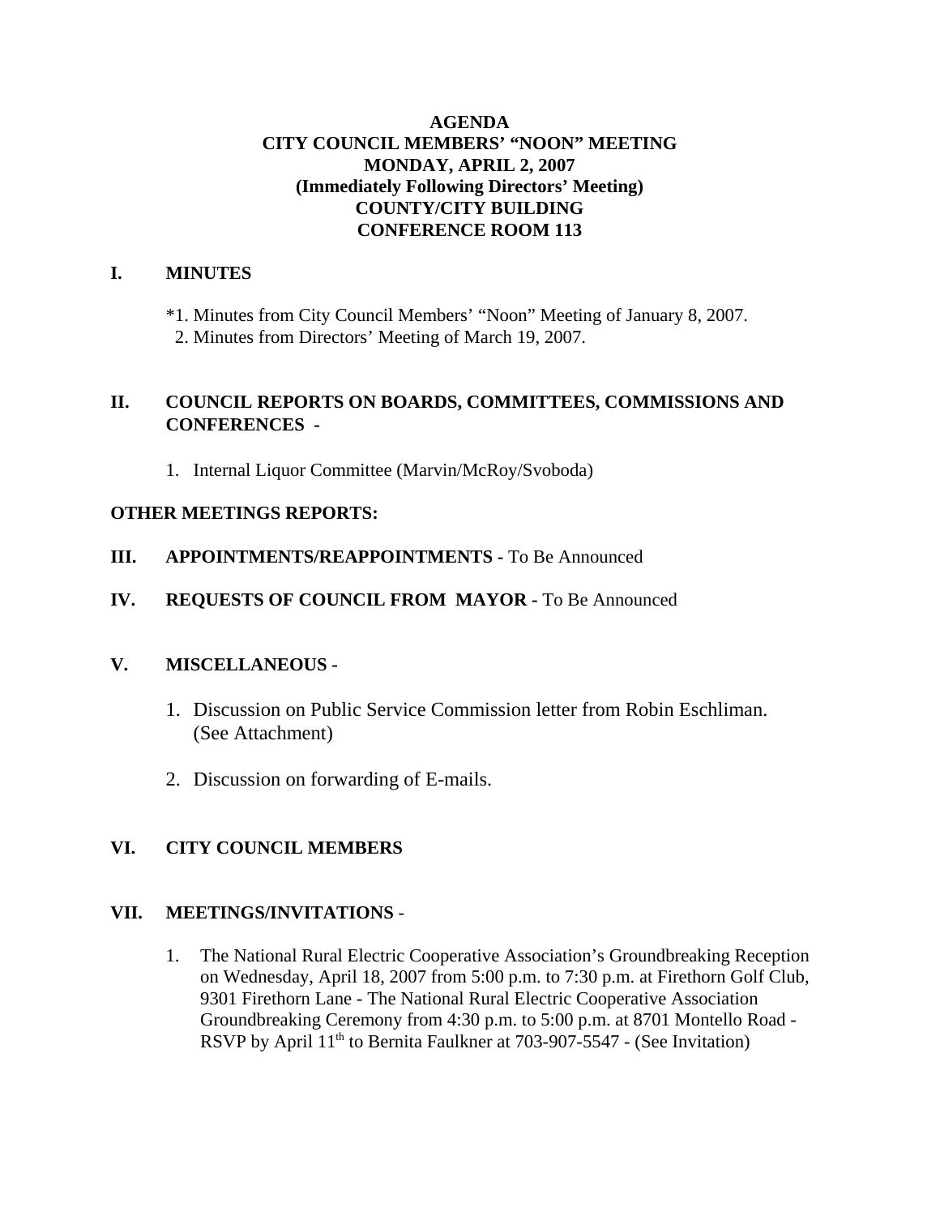# AGENDA
# CITY COUNCIL MEMBERS' "NOON" MEETING
# MONDAY, APRIL 2, 2007
# (Immediately Following Directors' Meeting)
# COUNTY/CITY BUILDING
# CONFERENCE ROOM 113

## I. MINUTES

*1. Minutes from City Council Members' "Noon" Meeting of January 8, 2007.
2. Minutes from Directors' Meeting of March 19, 2007.

## II. COUNCIL REPORTS ON BOARDS, COMMITTEES, COMMISSIONS AND CONFERENCES -

1. Internal Liquor Committee (Marvin/McRoy/Svoboda)

## OTHER MEETINGS REPORTS:

## III. APPOINTMENTS/REAPPOINTMENTS - To Be Announced

## IV. REQUESTS OF COUNCIL FROM MAYOR - To Be Announced

## V. MISCELLANEOUS -

1. Discussion on Public Service Commission letter from Robin Eschliman. (See Attachment)

2. Discussion on forwarding of E-mails.

## VI. CITY COUNCIL MEMBERS

## VII. MEETINGS/INVITATIONS -

1. The National Rural Electric Cooperative Association's Groundbreaking Reception on Wednesday, April 18, 2007 from 5:00 p.m. to 7:30 p.m. at Firethorn Golf Club, 9301 Firethorn Lane - The National Rural Electric Cooperative Association Groundbreaking Ceremony from 4:30 p.m. to 5:00 p.m. at 8701 Montello Road - RSVP by April 11th to Bernita Faulkner at 703-907-5547 - (See Invitation)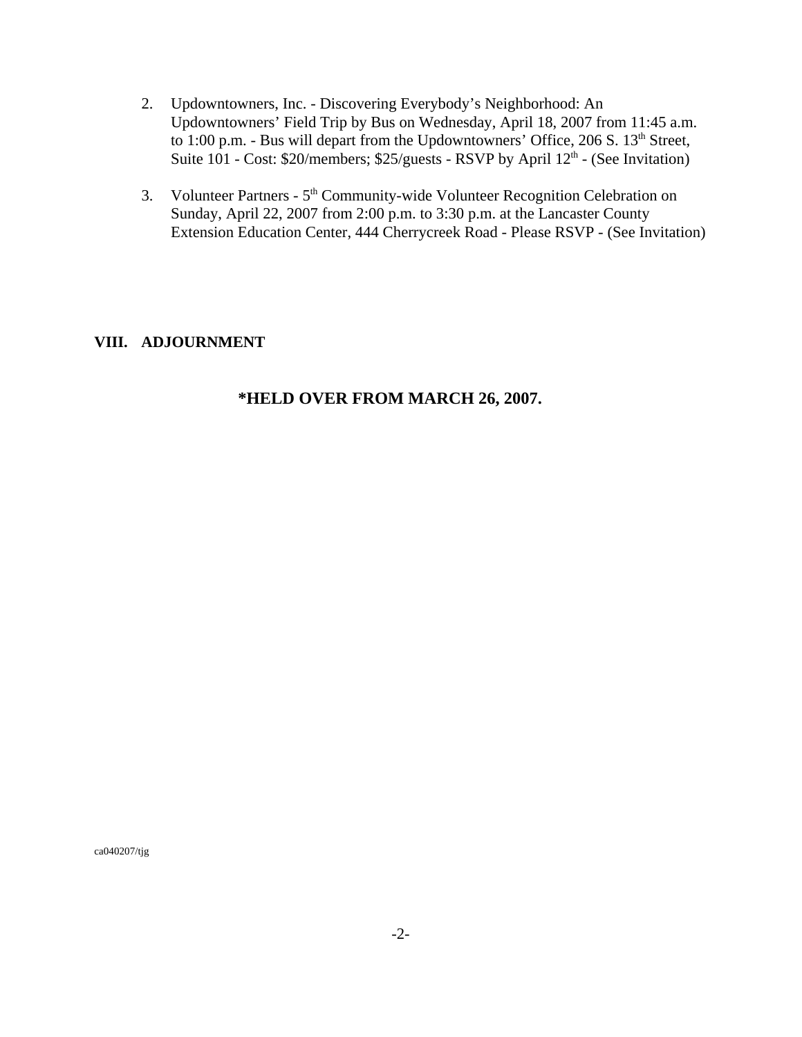2. Updowntowners, Inc. - Discovering Everybody's Neighborhood: An Updowntowners' Field Trip by Bus on Wednesday, April 18, 2007 from 11:45 a.m. to 1:00 p.m. - Bus will depart from the Updowntowners' Office, 206 S. 13th Street, Suite 101 - Cost: $20/members; $25/guests - RSVP by April 12th - (See Invitation)

3. Volunteer Partners - 5th Community-wide Volunteer Recognition Celebration on Sunday, April 22, 2007 from 2:00 p.m. to 3:30 p.m. at the Lancaster County Extension Education Center, 444 Cherrycreek Road - Please RSVP - (See Invitation)

**VIII. ADJOURNMENT**

**\*HELD OVER FROM MARCH 26, 2007.**

ca040207/tjg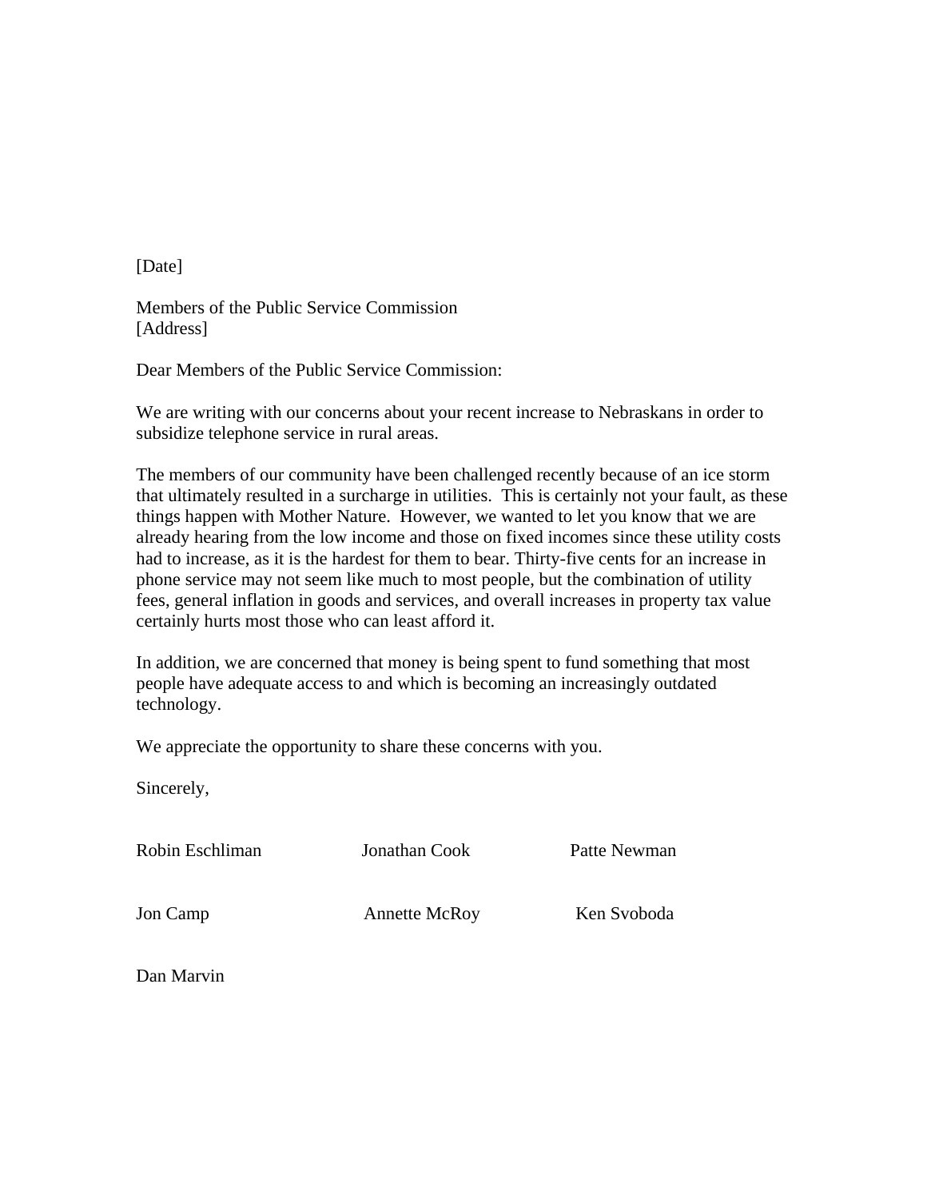[Date]

Members of the Public Service Commission
[Address]

Dear Members of the Public Service Commission:

We are writing with our concerns about your recent increase to Nebraskans in order to subsidize telephone service in rural areas.

The members of our community have been challenged recently because of an ice storm that ultimately resulted in a surcharge in utilities. This is certainly not your fault, as these things happen with Mother Nature. However, we wanted to let you know that we are already hearing from the low income and those on fixed incomes since these utility costs had to increase, as it is the hardest for them to bear. Thirty-five cents for an increase in phone service may not seem like much to most people, but the combination of utility fees, general inflation in goods and services, and overall increases in property tax value certainly hurts most those who can least afford it.

In addition, we are concerned that money is being spent to fund something that most people have adequate access to and which is becoming an increasingly outdated technology.

We appreciate the opportunity to share these concerns with you.

Sincerely,

Robin Eschliman

Jonathan Cook

Patte Newman

Jon Camp

Annette McRoy

Ken Svoboda

Dan Marvin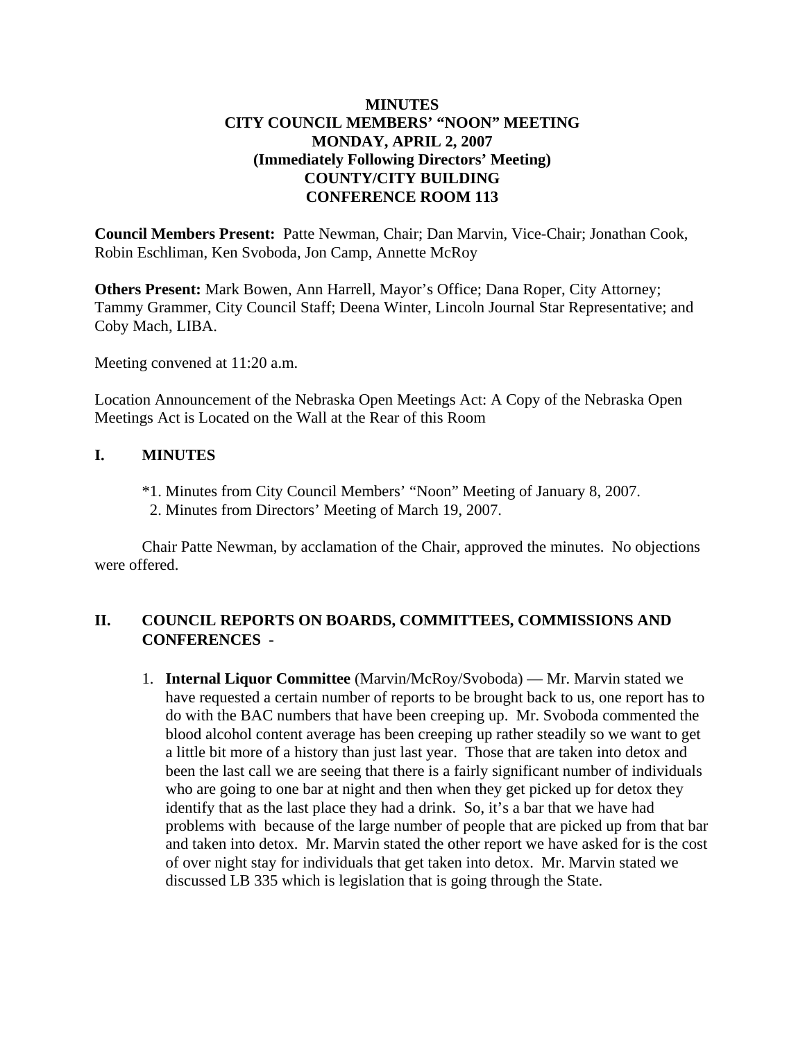**MINUTES**
**CITY COUNCIL MEMBERS' "NOON" MEETING**
**MONDAY, APRIL 2, 2007**
**(Immediately Following Directors' Meeting)**
**COUNTY/CITY BUILDING**
**CONFERENCE ROOM 113**

**Council Members Present:** Patte Newman, Chair; Dan Marvin, Vice-Chair; Jonathan Cook, Robin Eschliman, Ken Svoboda, Jon Camp, Annette McRoy

**Others Present:** Mark Bowen, Ann Harrell, Mayor's Office; Dana Roper, City Attorney; Tammy Grammer, City Council Staff; Deena Winter, Lincoln Journal Star Representative; and Coby Mach, LIBA.

Meeting convened at 11:20 a.m.

Location Announcement of the Nebraska Open Meetings Act: A Copy of the Nebraska Open Meetings Act is Located on the Wall at the Rear of this Room

## I. MINUTES

*1. Minutes from City Council Members' "Noon" Meeting of January 8, 2007.
2. Minutes from Directors' Meeting of March 19, 2007.

Chair Patte Newman, by acclamation of the Chair, approved the minutes. No objections were offered.

## II. COUNCIL REPORTS ON BOARDS, COMMITTEES, COMMISSIONS AND CONFERENCES -

1. **Internal Liquor Committee** (Marvin/McRoy/Svoboda) — Mr. Marvin stated we have requested a certain number of reports to be brought back to us, one report has to do with the BAC numbers that have been creeping up. Mr. Svoboda commented the blood alcohol content average has been creeping up rather steadily so we want to get a little bit more of a history than just last year. Those that are taken into detox and been the last call we are seeing that there is a fairly significant number of individuals who are going to one bar at night and then when they get picked up for detox they identify that as the last place they had a drink. So, it's a bar that we have had problems with because of the large number of people that are picked up from that bar and taken into detox. Mr. Marvin stated the other report we have asked for is the cost of over night stay for individuals that get taken into detox. Mr. Marvin stated we discussed LB 335 which is legislation that is going through the State.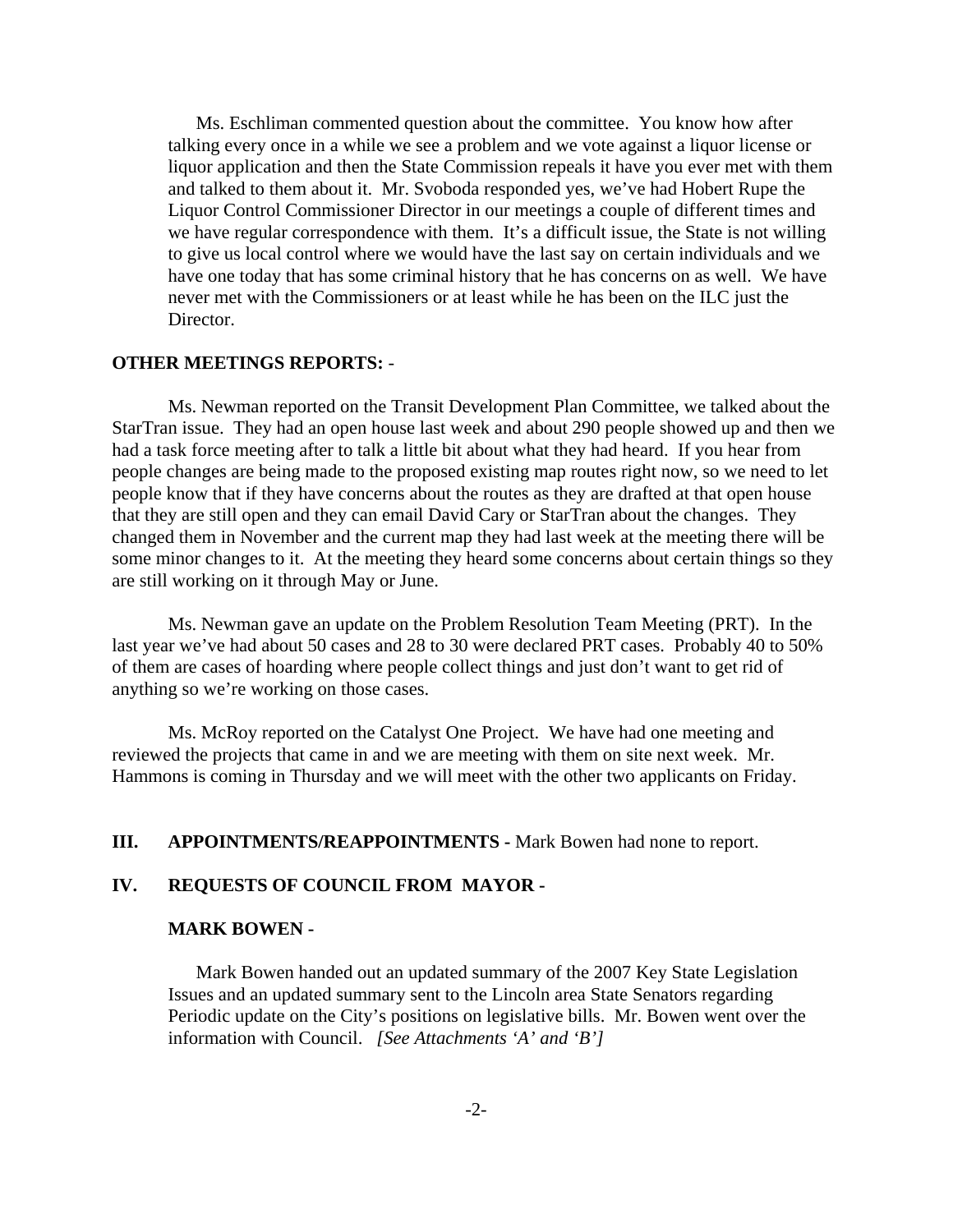Ms. Eschliman commented question about the committee. You know how after talking every once in a while we see a problem and we vote against a liquor license or liquor application and then the State Commission repeals it have you ever met with them and talked to them about it. Mr. Svoboda responded yes, we've had Hobert Rupe the Liquor Control Commissioner Director in our meetings a couple of different times and we have regular correspondence with them. It's a difficult issue, the State is not willing to give us local control where we would have the last say on certain individuals and we have one today that has some criminal history that he has concerns on as well. We have never met with the Commissioners or at least while he has been on the ILC just the Director.

**OTHER MEETINGS REPORTS:** -

Ms. Newman reported on the Transit Development Plan Committee, we talked about the StarTran issue. They had an open house last week and about 290 people showed up and then we had a task force meeting after to talk a little bit about what they had heard. If you hear from people changes are being made to the proposed existing map routes right now, so we need to let people know that if they have concerns about the routes as they are drafted at that open house that they are still open and they can email David Cary or StarTran about the changes. They changed them in November and the current map they had last week at the meeting there will be some minor changes to it. At the meeting they heard some concerns about certain things so they are still working on it through May or June.

Ms. Newman gave an update on the Problem Resolution Team Meeting (PRT). In the last year we've had about 50 cases and 28 to 30 were declared PRT cases. Probably 40 to 50% of them are cases of hoarding where people collect things and just don't want to get rid of anything so we're working on those cases.

Ms. McRoy reported on the Catalyst One Project. We have had one meeting and reviewed the projects that came in and we are meeting with them on site next week. Mr. Hammons is coming in Thursday and we will meet with the other two applicants on Friday.

**III. APPOINTMENTS/REAPPOINTMENTS -** Mark Bowen had none to report.

**IV. REQUESTS OF COUNCIL FROM MAYOR -**

**MARK BOWEN -**

Mark Bowen handed out an updated summary of the 2007 Key State Legislation Issues and an updated summary sent to the Lincoln area State Senators regarding Periodic update on the City's positions on legislative bills. Mr. Bowen went over the information with Council. *[See Attachments 'A' and 'B']*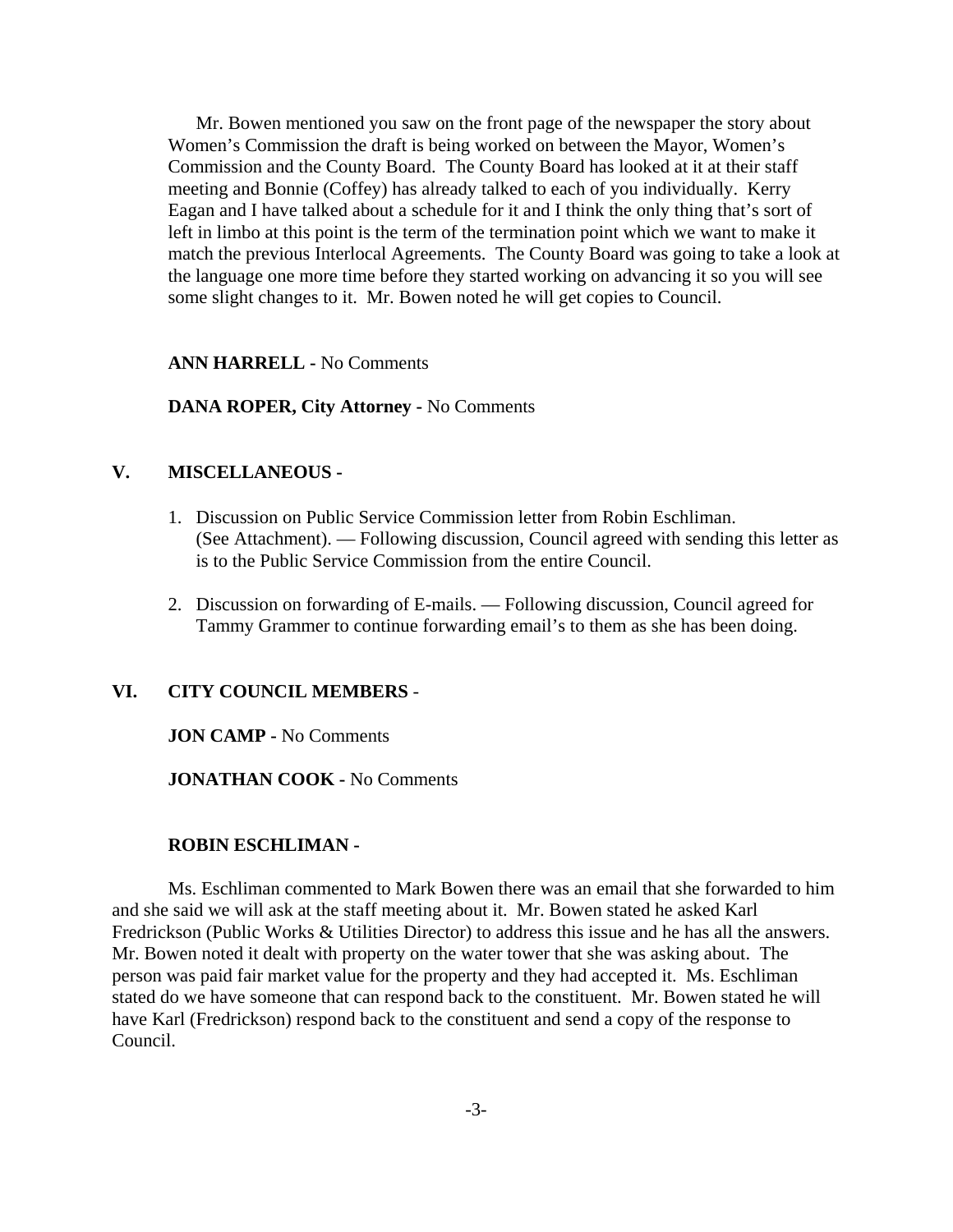Mr. Bowen mentioned you saw on the front page of the newspaper the story about Women's Commission the draft is being worked on between the Mayor, Women's Commission and the County Board. The County Board has looked at it at their staff meeting and Bonnie (Coffey) has already talked to each of you individually. Kerry Eagan and I have talked about a schedule for it and I think the only thing that's sort of left in limbo at this point is the term of the termination point which we want to make it match the previous Interlocal Agreements. The County Board was going to take a look at the language one more time before they started working on advancing it so you will see some slight changes to it. Mr. Bowen noted he will get copies to Council.

**ANN HARRELL -** No Comments

**DANA ROPER, City Attorney -** No Comments

## V. MISCELLANEOUS -

1. Discussion on Public Service Commission letter from Robin Eschliman. (See Attachment). — Following discussion, Council agreed with sending this letter as is to the Public Service Commission from the entire Council.
2. Discussion on forwarding of E-mails. — Following discussion, Council agreed for Tammy Grammer to continue forwarding email's to them as she has been doing.

## VI. CITY COUNCIL MEMBERS -

**JON CAMP -** No Comments

**JONATHAN COOK -** No Comments

**ROBIN ESCHLIMAN -**

Ms. Eschliman commented to Mark Bowen there was an email that she forwarded to him and she said we will ask at the staff meeting about it. Mr. Bowen stated he asked Karl Fredrickson (Public Works & Utilities Director) to address this issue and he has all the answers. Mr. Bowen noted it dealt with property on the water tower that she was asking about. The person was paid fair market value for the property and they had accepted it. Ms. Eschliman stated do we have someone that can respond back to the constituent. Mr. Bowen stated he will have Karl (Fredrickson) respond back to the constituent and send a copy of the response to Council.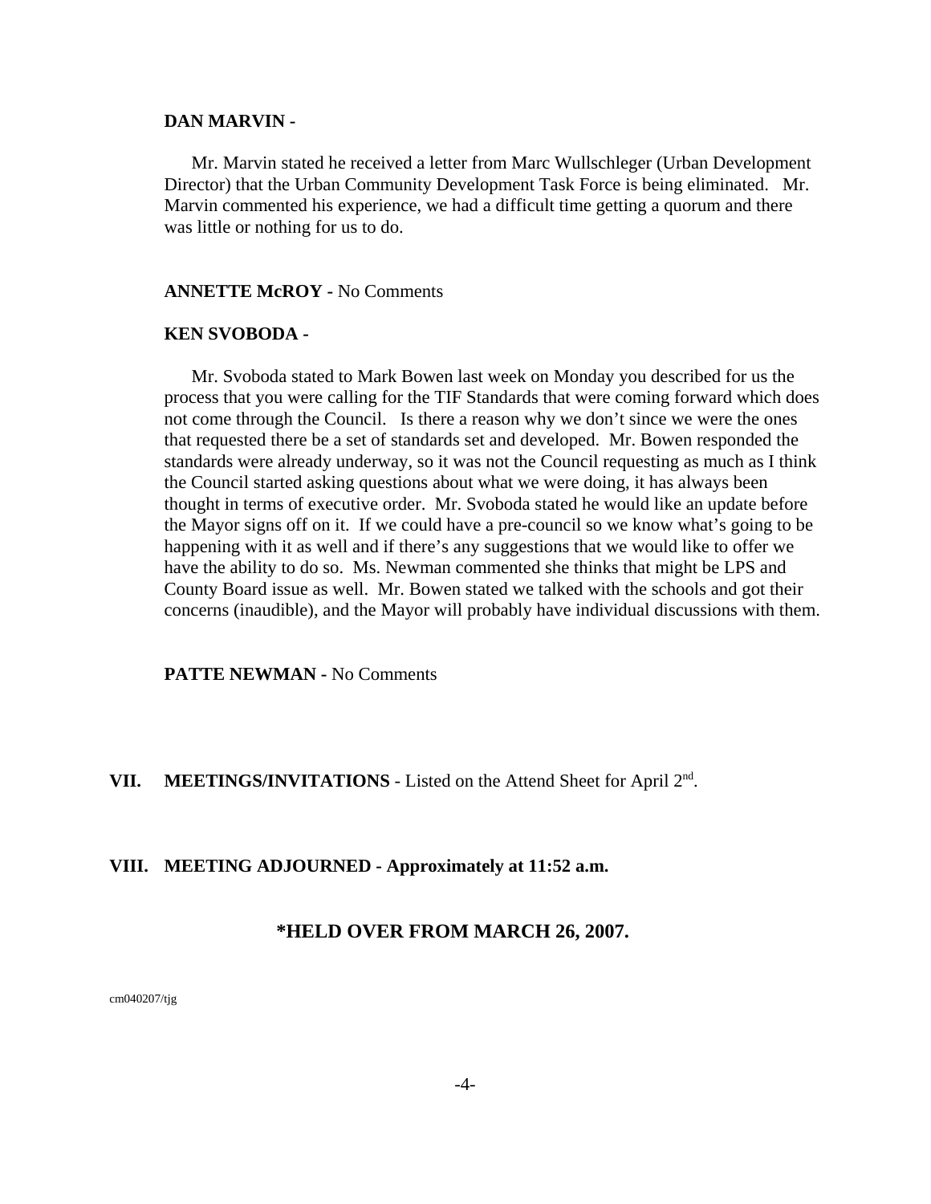**DAN MARVIN -**

Mr. Marvin stated he received a letter from Marc Wullschleger (Urban Development Director) that the Urban Community Development Task Force is being eliminated. Mr. Marvin commented his experience, we had a difficult time getting a quorum and there was little or nothing for us to do.

**ANNETTE McROY -** No Comments

**KEN SVOBODA -**

Mr. Svoboda stated to Mark Bowen last week on Monday you described for us the process that you were calling for the TIF Standards that were coming forward which does not come through the Council. Is there a reason why we don't since we were the ones that requested there be a set of standards set and developed. Mr. Bowen responded the standards were already underway, so it was not the Council requesting as much as I think the Council started asking questions about what we were doing, it has always been thought in terms of executive order. Mr. Svoboda stated he would like an update before the Mayor signs off on it. If we could have a pre-council so we know what's going to be happening with it as well and if there's any suggestions that we would like to offer we have the ability to do so. Ms. Newman commented she thinks that might be LPS and County Board issue as well. Mr. Bowen stated we talked with the schools and got their concerns (inaudible), and the Mayor will probably have individual discussions with them.

**PATTE NEWMAN -** No Comments

## VII. MEETINGS/INVITATIONS - Listed on the Attend Sheet for April 2nd.

## VIII. MEETING ADJOURNED - Approximately at 11:52 a.m.

**\*HELD OVER FROM MARCH 26, 2007.**

cm040207/tjg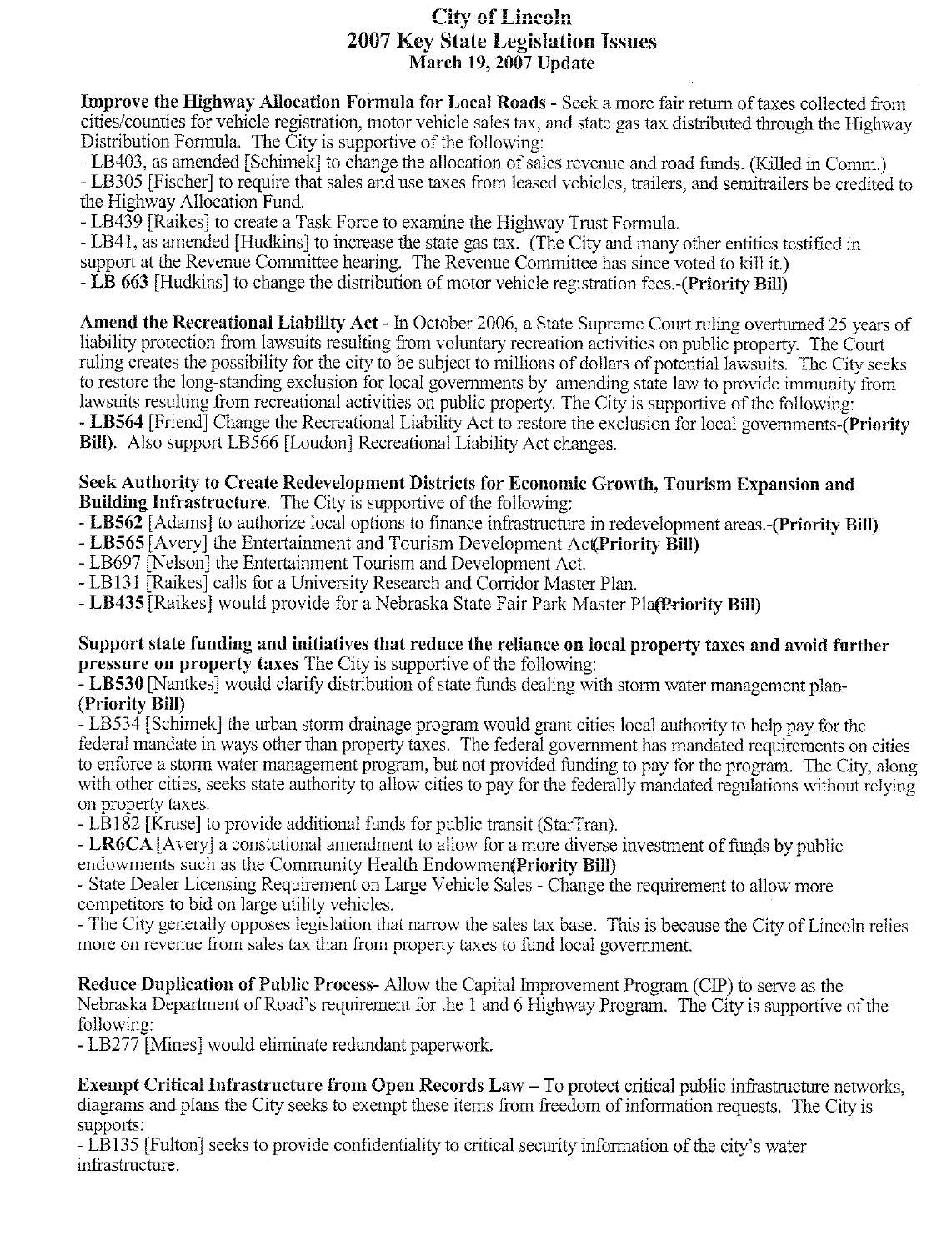# City of Lincoln
## 2007 Key State Legislation Issues
### March 19, 2007 Update

**Improve the Highway Allocation Formula for Local Roads** - Seek a more fair return of taxes collected from cities/counties for vehicle registration, motor vehicle sales tax, and state gas tax distributed through the Highway Distribution Formula. The City is supportive of the following:

- LB403, as amended [Schimek] to change the allocation of sales revenue and road funds. (Killed in Comm.)
- LB305 [Fischer] to require that sales and use taxes from leased vehicles, trailers, and semitrailers be credited to the Highway Allocation Fund.
- LB439 [Raikes] to create a Task Force to examine the Highway Trust Formula.
- LB41, as amended [Hudkins] to increase the state gas tax. (The City and many other entities testified in support at the Revenue Committee hearing. The Revenue Committee has since voted to kill it.)
- **LB 663** [Hudkins] to change the distribution of motor vehicle registration fees.-**(Priority Bill)**

**Amend the Recreational Liability Act** - In October 2006, a State Supreme Court ruling overturned 25 years of liability protection from lawsuits resulting from voluntary recreation activities on public property. The Court ruling creates the possibility for the city to be subject to millions of dollars of potential lawsuits. The City seeks to restore the long-standing exclusion for local governments by amending state law to provide immunity from lawsuits resulting from recreational activities on public property. The City is supportive of the following:

- **LB564** [Friend] Change the Recreational Liability Act to restore the exclusion for local governments-**(Priority Bill)**. Also support LB566 [Loudon] Recreational Liability Act changes.

**Seek Authority to Create Redevelopment Districts for Economic Growth, Tourism Expansion and Building Infrastructure**. The City is supportive of the following:

- **LB562** [Adams] to authorize local options to finance infrastructure in redevelopment areas.-**(Priority Bill)**
- **LB565** [Avery] the Entertainment and Tourism Development Act **(Priority Bill)**
- LB697 [Nelson] the Entertainment Tourism and Development Act.
- LB131 [Raikes] calls for a University Research and Corridor Master Plan.
- **LB435** [Raikes] would provide for a Nebraska State Fair Park Master Plan **(Priority Bill)**

**Support state funding and initiatives that reduce the reliance on local property taxes and avoid further pressure on property taxes** The City is supportive of the following:

- **LB530** [Nantkes] would clarify distribution of state funds dealing with storm water management plan- **(Priority Bill)**
- LB534 [Schimek] the urban storm drainage program would grant cities local authority to help pay for the federal mandate in ways other than property taxes. The federal government has mandated requirements on cities to enforce a storm water management program, but not provided funding to pay for the program. The City, along with other cities, seeks state authority to allow cities to pay for the federally mandated regulations without relying on property taxes.
- LB182 [Kruse] to provide additional funds for public transit (StarTran).
- **LR6CA** [Avery] a constutional amendment to allow for a more diverse investment of funds by public endowments such as the Community Health Endowment **(Priority Bill)**
- State Dealer Licensing Requirement on Large Vehicle Sales - Change the requirement to allow more competitors to bid on large utility vehicles.
- The City generally opposes legislation that narrow the sales tax base. This is because the City of Lincoln relies more on revenue from sales tax than from property taxes to fund local government.

**Reduce Duplication of Public Process**- Allow the Capital Improvement Program (CIP) to serve as the Nebraska Department of Road's requirement for the 1 and 6 Highway Program. The City is supportive of the following:

- LB277 [Mines] would eliminate redundant paperwork.

**Exempt Critical Infrastructure from Open Records Law** – To protect critical public infrastructure networks, diagrams and plans the City seeks to exempt these items from freedom of information requests. The City is supports:

- LB135 [Fulton] seeks to provide confidentiality to critical security information of the city's water infrastructure.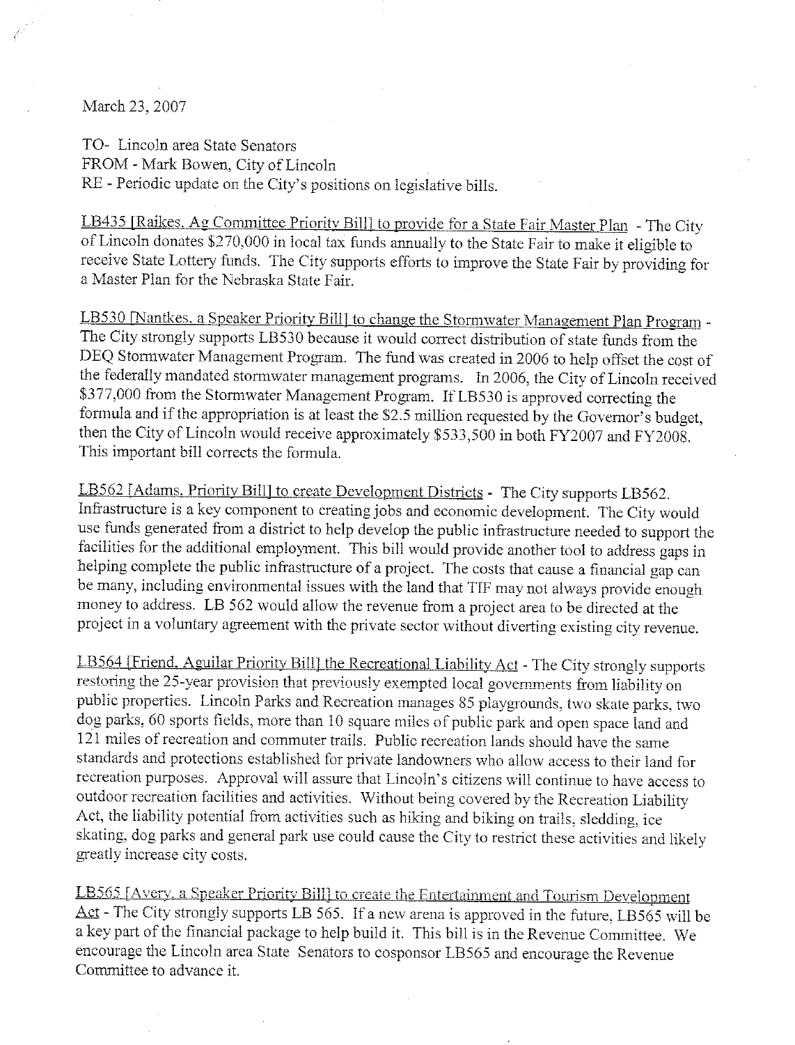March 23, 2007

TO- Lincoln area State Senators
FROM - Mark Bowen, City of Lincoln
RE - Periodic update on the City's positions on legislative bills.

LB435 [Raikes, Ag Committee Priority Bill] to provide for a State Fair Master Plan - The City of Lincoln donates $270,000 in local tax funds annually to the State Fair to make it eligible to receive State Lottery funds. The City supports efforts to improve the State Fair by providing for a Master Plan for the Nebraska State Fair.

LB530 [Nantkes, a Speaker Priority Bill] to change the Stormwater Management Plan Program - The City strongly supports LB530 because it would correct distribution of state funds from the DEQ Stormwater Management Program. The fund was created in 2006 to help offset the cost of the federally mandated stormwater management programs. In 2006, the City of Lincoln received $377,000 from the Stormwater Management Program. If LB530 is approved correcting the formula and if the appropriation is at least the $2.5 million requested by the Governor's budget, then the City of Lincoln would receive approximately $533,500 in both FY2007 and FY2008. This important bill corrects the formula.

LB562 [Adams, Priority Bill] to create Development Districts - The City supports LB562. Infrastructure is a key component to creating jobs and economic development. The City would use funds generated from a district to help develop the public infrastructure needed to support the facilities for the additional employment. This bill would provide another tool to address gaps in helping complete the public infrastructure of a project. The costs that cause a financial gap can be many, including environmental issues with the land that TIF may not always provide enough money to address. LB 562 would allow the revenue from a project area to be directed at the project in a voluntary agreement with the private sector without diverting existing city revenue.

LB564 [Friend, Aguilar Priority Bill] the Recreational Liability Act - The City strongly supports restoring the 25-year provision that previously exempted local governments from liability on public properties. Lincoln Parks and Recreation manages 85 playgrounds, two skate parks, two dog parks, 60 sports fields, more than 10 square miles of public park and open space land and 121 miles of recreation and commuter trails. Public recreation lands should have the same standards and protections established for private landowners who allow access to their land for recreation purposes. Approval will assure that Lincoln's citizens will continue to have access to outdoor recreation facilities and activities. Without being covered by the Recreation Liability Act, the liability potential from activities such as hiking and biking on trails, sledding, ice skating, dog parks and general park use could cause the City to restrict these activities and likely greatly increase city costs.

LB565 [Avery, a Speaker Priority Bill] to create the Entertainment and Tourism Development Act - The City strongly supports LB 565. If a new arena is approved in the future, LB565 will be a key part of the financial package to help build it. This bill is in the Revenue Committee. We encourage the Lincoln area State Senators to cosponsor LB565 and encourage the Revenue Committee to advance it.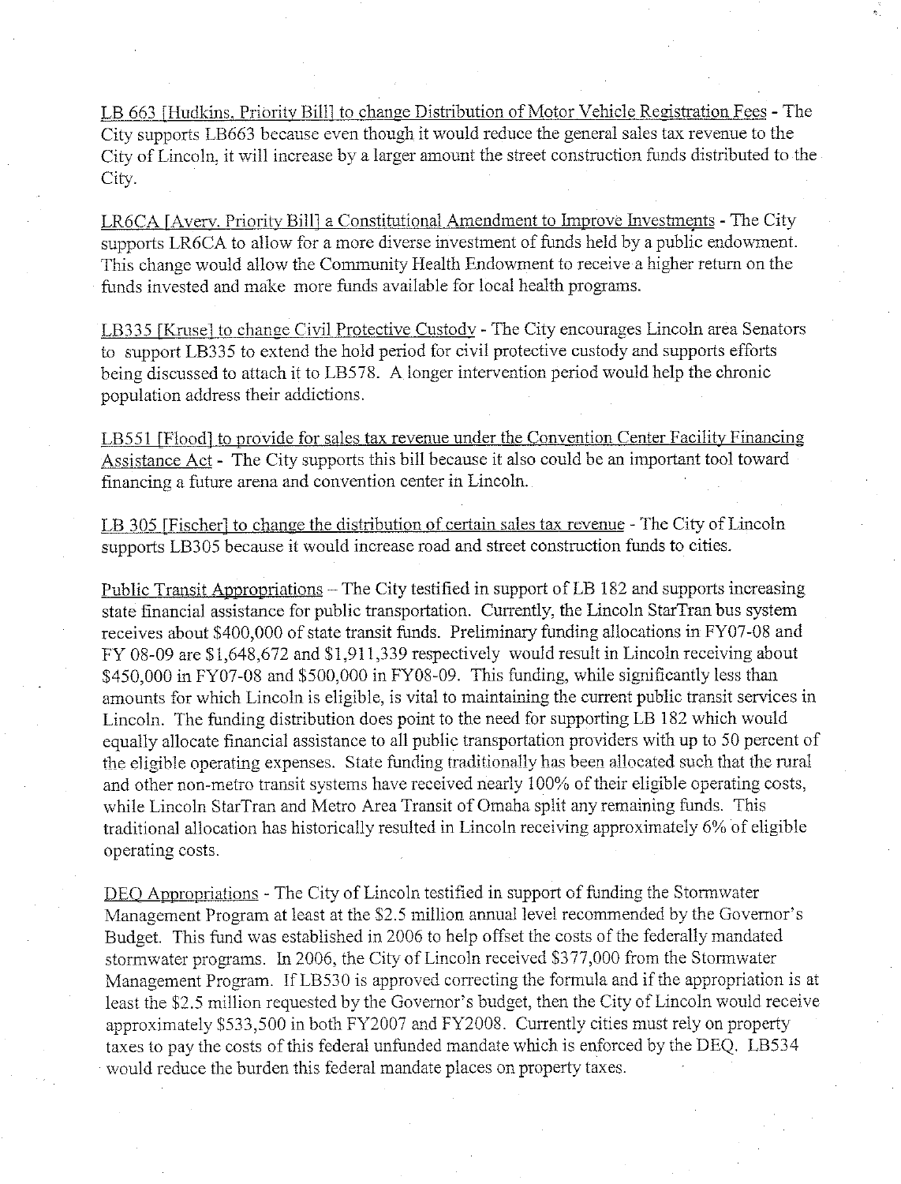LB 663 [Hudkins, Priority Bill] to change Distribution of Motor Vehicle Registration Fees - The City supports LB663 because even though it would reduce the general sales tax revenue to the City of Lincoln, it will increase by a larger amount the street construction funds distributed to the City.

LR6CA [Avery, Priority Bill] a Constitutional Amendment to Improve Investments - The City supports LR6CA to allow for a more diverse investment of funds held by a public endowment. This change would allow the Community Health Endowment to receive a higher return on the funds invested and make more funds available for local health programs.

LB335 [Kruse] to change Civil Protective Custody - The City encourages Lincoln area Senators to support LB335 to extend the hold period for civil protective custody and supports efforts being discussed to attach it to LB578. A longer intervention period would help the chronic population address their addictions.

LB551 [Flood] to provide for sales tax revenue under the Convention Center Facility Financing Assistance Act - The City supports this bill because it also could be an important tool toward financing a future arena and convention center in Lincoln.

LB 305 [Fischer] to change the distribution of certain sales tax revenue - The City of Lincoln supports LB305 because it would increase road and street construction funds to cities.

Public Transit Appropriations – The City testified in support of LB 182 and supports increasing state financial assistance for public transportation. Currently, the Lincoln StarTran bus system receives about $400,000 of state transit funds. Preliminary funding allocations in FY07-08 and FY 08-09 are $1,648,672 and $1,911,339 respectively would result in Lincoln receiving about $450,000 in FY07-08 and $500,000 in FY08-09. This funding, while significantly less than amounts for which Lincoln is eligible, is vital to maintaining the current public transit services in Lincoln. The funding distribution does point to the need for supporting LB 182 which would equally allocate financial assistance to all public transportation providers with up to 50 percent of the eligible operating expenses. State funding traditionally has been allocated such that the rural and other non-metro transit systems have received nearly 100% of their eligible operating costs, while Lincoln StarTran and Metro Area Transit of Omaha split any remaining funds. This traditional allocation has historically resulted in Lincoln receiving approximately 6% of eligible operating costs.

DEQ Appropriations - The City of Lincoln testified in support of funding the Stormwater Management Program at least at the $2.5 million annual level recommended by the Governor's Budget. This fund was established in 2006 to help offset the costs of the federally mandated stormwater programs. In 2006, the City of Lincoln received $377,000 from the Stormwater Management Program. If LB530 is approved correcting the formula and if the appropriation is at least the $2.5 million requested by the Governor's budget, then the City of Lincoln would receive approximately $533,500 in both FY2007 and FY2008. Currently cities must rely on property taxes to pay the costs of this federal unfunded mandate which is enforced by the DEQ. LB534 would reduce the burden this federal mandate places on property taxes.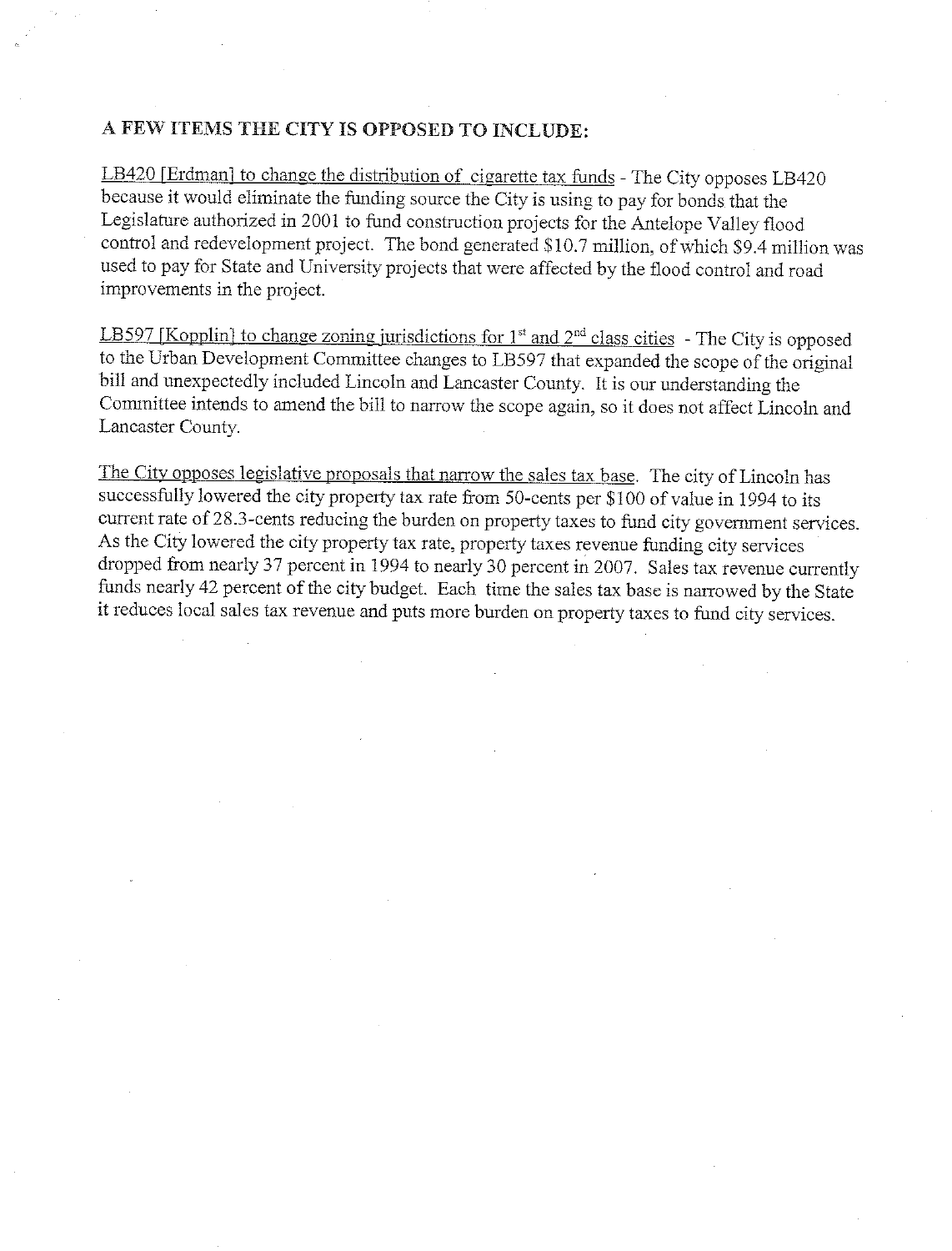## A FEW ITEMS THE CITY IS OPPOSED TO INCLUDE:

LB420 [Erdman] to change the distribution of cigarette tax funds - The City opposes LB420 because it would eliminate the funding source the City is using to pay for bonds that the Legislature authorized in 2001 to fund construction projects for the Antelope Valley flood control and redevelopment project. The bond generated $10.7 million, of which $9.4 million was used to pay for State and University projects that were affected by the flood control and road improvements in the project.

LB597 [Kopplin] to change zoning jurisdictions for 1st and 2nd class cities - The City is opposed to the Urban Development Committee changes to LB597 that expanded the scope of the original bill and unexpectedly included Lincoln and Lancaster County. It is our understanding the Committee intends to amend the bill to narrow the scope again, so it does not affect Lincoln and Lancaster County.

The City opposes legislative proposals that narrow the sales tax base. The city of Lincoln has successfully lowered the city property tax rate from 50-cents per $100 of value in 1994 to its current rate of 28.3-cents reducing the burden on property taxes to fund city government services. As the City lowered the city property tax rate, property taxes revenue funding city services dropped from nearly 37 percent in 1994 to nearly 30 percent in 2007. Sales tax revenue currently funds nearly 42 percent of the city budget. Each time the sales tax base is narrowed by the State it reduces local sales tax revenue and puts more burden on property taxes to fund city services.